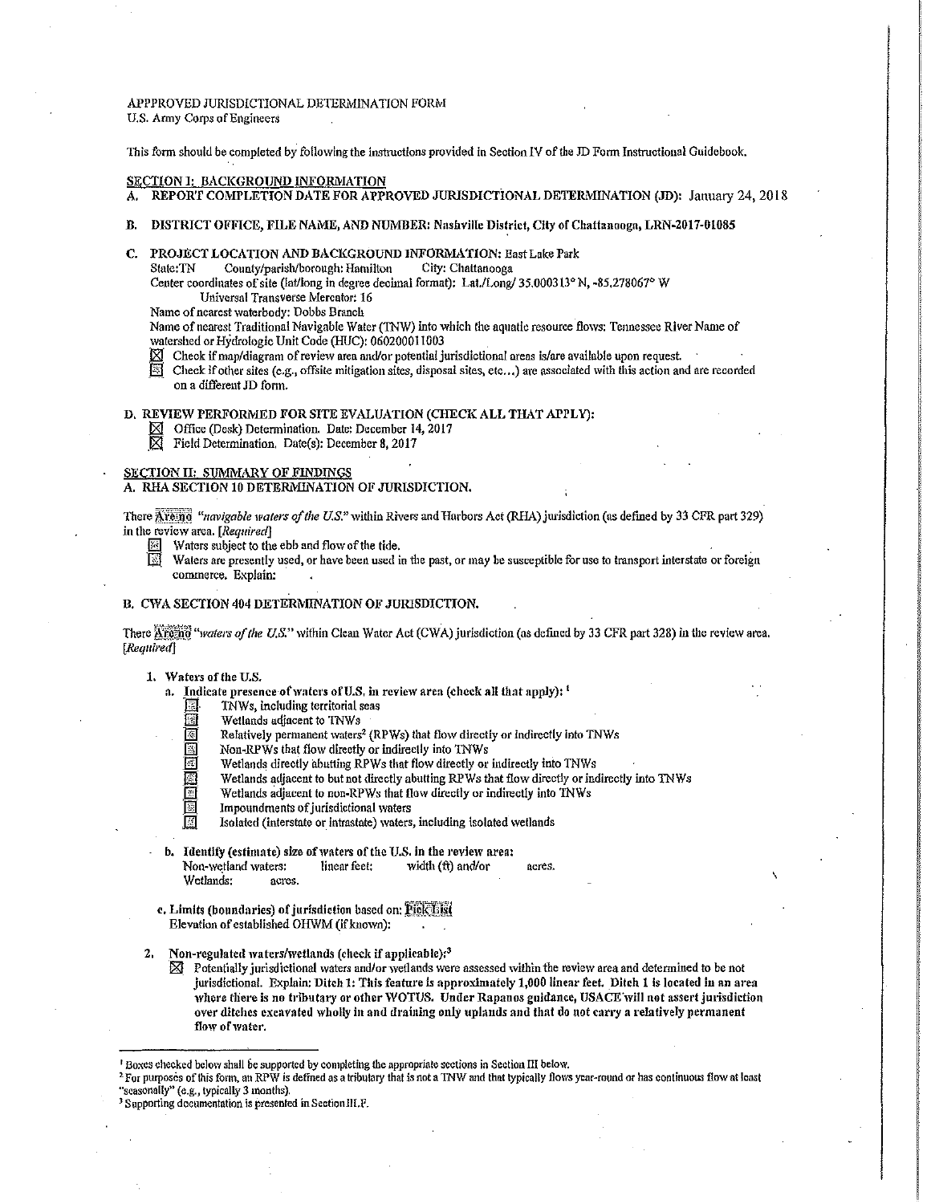APPPROVED JURISDICTIONAL DETERMINATION FORM
U.S. Army Corps of Engineers

This form should be completed by following the instructions provided in Section IV of the JD Form Instructional Guidebook.

## SECTION I: BACKGROUND INFORMATION

**A. REPORT COMPLETION DATE FOR APPROVED JURISDICTIONAL DETERMINATION (JD):** January 24, 2018

**B. DISTRICT OFFICE, FILE NAME, AND NUMBER:** Nashville District, City of Chattanooga, LRN-2017-01085

**C. PROJECT LOCATION AND BACKGROUND INFORMATION:** East Lake Park

State: TN County/parish/borough: Hamilton City: Chattanooga

Center coordinates of site (lat/long in degree decimal format): Lat./Long/ 35.000313° N, -85.278067° W

Universal Transverse Mercator: 16

Name of nearest waterbody: Dobbs Branch

Name of nearest Traditional Navigable Water (TNW) into which the aquatic resource flows: Tennessee River Name of watershed or Hydrologic Unit Code (HUC): 060200011003

- ☒ Check if map/diagram of review area and/or potential jurisdictional areas is/are available upon request.
- ☐ Check if other sites (e.g., offsite mitigation sites, disposal sites, etc...) are associated with this action and are recorded on a different JD form.

**D. REVIEW PERFORMED FOR SITE EVALUATION (CHECK ALL THAT APPLY):**

- ☒ Office (Desk) Determination. Date: December 14, 2017
- ☒ Field Determination. Date(s): December 8, 2017

## SECTION II: SUMMARY OF FINDINGS

**A. RHA SECTION 10 DETERMINATION OF JURISDICTION.**

There Are no *"navigable waters of the U.S."* within Rivers and Harbors Act (RHA) jurisdiction (as defined by 33 CFR part 329) in the review area. [*Required*]

- ☐ Waters subject to the ebb and flow of the tide.
- ☐ Waters are presently used, or have been used in the past, or may be susceptible for use to transport interstate or foreign commerce. Explain:

**B. CWA SECTION 404 DETERMINATION OF JURISDICTION.**

There Are no *"waters of the U.S."* within Clean Water Act (CWA) jurisdiction (as defined by 33 CFR part 328) in the review area. [*Required*]

1. **Waters of the U.S.**

   a. **Indicate presence of waters of U.S. in review area (check all that apply):** [1]

   - ☐ TNWs, including territorial seas
   - ☐ Wetlands adjacent to TNWs
   - ☐ Relatively permanent waters[2] (RPWs) that flow directly or indirectly into TNWs
   - ☐ Non-RPWs that flow directly or indirectly into TNWs
   - ☐ Wetlands directly abutting RPWs that flow directly or indirectly into TNWs
   - ☐ Wetlands adjacent to but not directly abutting RPWs that flow directly or indirectly into TNWs
   - ☐ Wetlands adjacent to non-RPWs that flow directly or indirectly into TNWs
   - ☐ Impoundments of jurisdictional waters
   - ☐ Isolated (interstate or intrastate) waters, including isolated wetlands

   b. **Identify (estimate) size of waters of the U.S. in the review area:**

   Non-wetland waters: linear feet: width (ft) and/or acres.

   Wetlands: acres.

   c. **Limits (boundaries) of jurisdiction based on:** Pick List

   Elevation of established OHWM (if known):

2. **Non-regulated waters/wetlands (check if applicable):** [3]

   ☒ Potentially jurisdictional waters and/or wetlands were assessed within the review area and determined to be not jurisdictional. Explain: **Ditch 1: This feature is approximately 1,000 linear feet. Ditch 1 is located in an area where there is no tributary or other WOTUS. Under Rapanos guidance, USACE will not assert jurisdiction over ditches excavated wholly in and draining only uplands and that do not carry a relatively permanent flow of water.**

---

[1] Boxes checked below shall be supported by completing the appropriate sections in Section III below.

[2] For purposes of this form, an RPW is defined as a tributary that is not a TNW and that typically flows year-round or has continuous flow at least "seasonally" (e.g., typically 3 months).

[3] Supporting documentation is presented in Section III.F.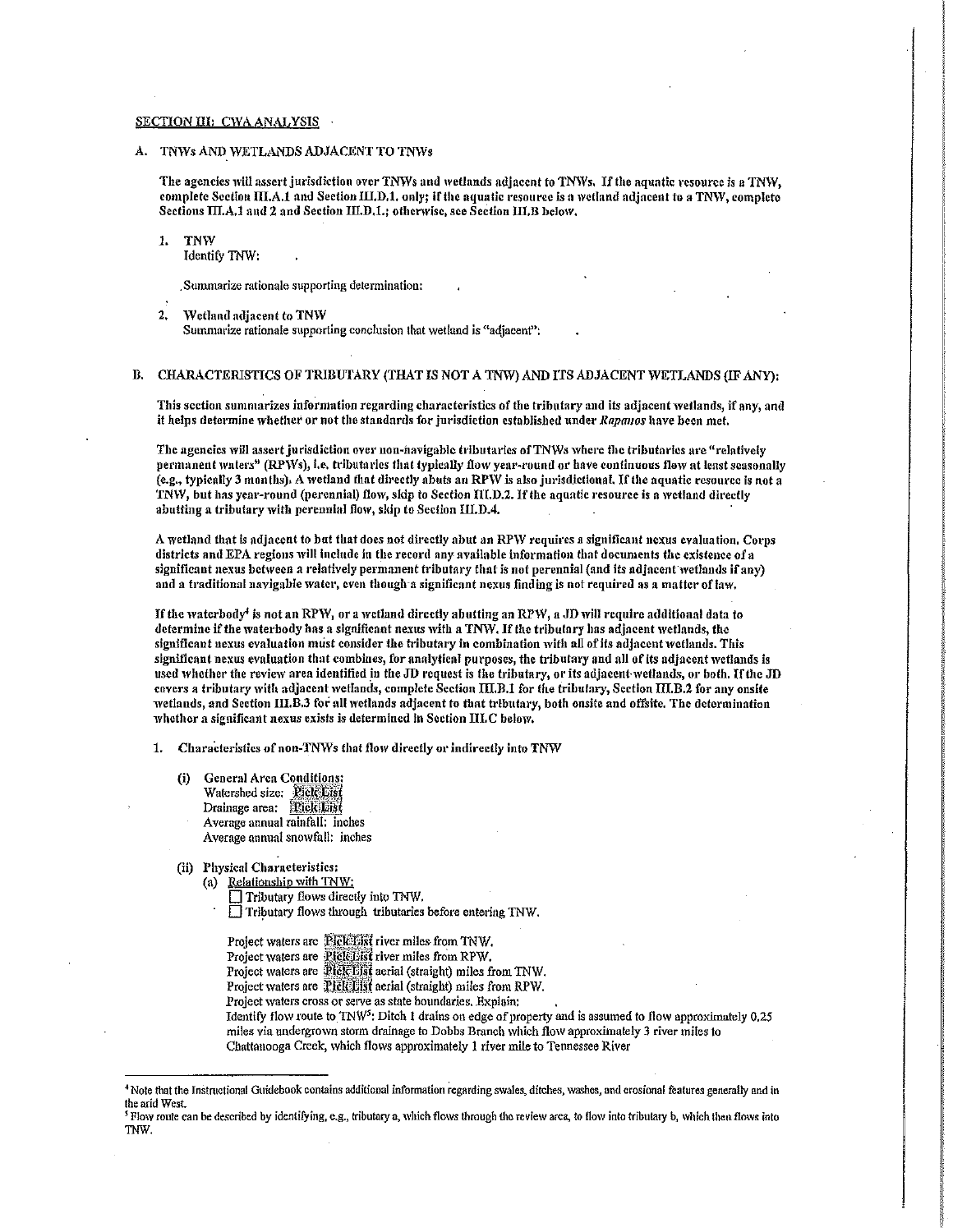## SECTION III: CWA ANALYSIS

### A. TNWs AND WETLANDS ADJACENT TO TNWs

The agencies will assert jurisdiction over TNWs and wetlands adjacent to TNWs. If the aquatic resource is a TNW, complete Section III.A.1 and Section III.D.1. only; if the aquatic resource is a wetland adjacent to a TNW, complete Sections III.A.1 and 2 and Section III.D.1.; otherwise, see Section III.B below.

1. TNW
   Identify TNW:

   Summarize rationale supporting determination:

2. Wetland adjacent to TNW
   Summarize rationale supporting conclusion that wetland is "adjacent":

### B. CHARACTERISTICS OF TRIBUTARY (THAT IS NOT A TNW) AND ITS ADJACENT WETLANDS (IF ANY):

This section summarizes information regarding characteristics of the tributary and its adjacent wetlands, if any, and it helps determine whether or not the standards for jurisdiction established under *Rapanos* have been met.

The agencies will assert jurisdiction over non-navigable tributaries of TNWs where the tributaries are "relatively permanent waters" (RPWs), i.e. tributaries that typically flow year-round or have continuous flow at least seasonally (e.g., typically 3 months). A wetland that directly abuts an RPW is also jurisdictional. If the aquatic resource is not a TNW, but has year-round (perennial) flow, skip to Section III.D.2. If the aquatic resource is a wetland directly abutting a tributary with perennial flow, skip to Section III.D.4.

A wetland that is adjacent to but that does not directly abut an RPW requires a significant nexus evaluation. Corps districts and EPA regions will include in the record any available information that documents the existence of a significant nexus between a relatively permanent tributary that is not perennial (and its adjacent wetlands if any) and a traditional navigable water, even though a significant nexus finding is not required as a matter of law.

If the waterbody[4] is not an RPW, or a wetland directly abutting an RPW, a JD will require additional data to determine if the waterbody has a significant nexus with a TNW. If the tributary has adjacent wetlands, the significant nexus evaluation must consider the tributary in combination with all of its adjacent wetlands. This significant nexus evaluation that combines, for analytical purposes, the tributary and all of its adjacent wetlands is used whether the review area identified in the JD request is the tributary, or its adjacent wetlands, or both. If the JD covers a tributary with adjacent wetlands, complete Section III.B.1 for the tributary, Section III.B.2 for any onsite wetlands, and Section III.B.3 for all wetlands adjacent to that tributary, both onsite and offsite. The determination whether a significant nexus exists is determined in Section III.C below.

1. Characteristics of non-TNWs that flow directly or indirectly into TNW

   (i) General Area Conditions:
   Watershed size: Pick List
   Drainage area: Pick List
   Average annual rainfall: inches
   Average annual snowfall: inches

   (ii) Physical Characteristics:
   (a) Relationship with TNW:
   ☐ Tributary flows directly into TNW.
   ☐ Tributary flows through tributaries before entering TNW.

   Project waters are Pick List river miles from TNW.
   Project waters are Pick List river miles from RPW.
   Project waters are Pick List aerial (straight) miles from TNW.
   Project waters are Pick List aerial (straight) miles from RPW.
   Project waters cross or serve as state boundaries. Explain:
   Identify flow route to TNW[5]: Ditch 1 drains on edge of property and is assumed to flow approximately 0.25 miles via undergrown storm drainage to Dobbs Branch which flow approximately 3 river miles to Chattanooga Creek, which flows approximately 1 river mile to Tennessee River

---

[4] Note that the Instructional Guidebook contains additional information regarding swales, ditches, washes, and erosional features generally and in the arid West.

[5] Flow route can be described by identifying, e.g., tributary a, which flows through the review area, to flow into tributary b, which then flows into TNW.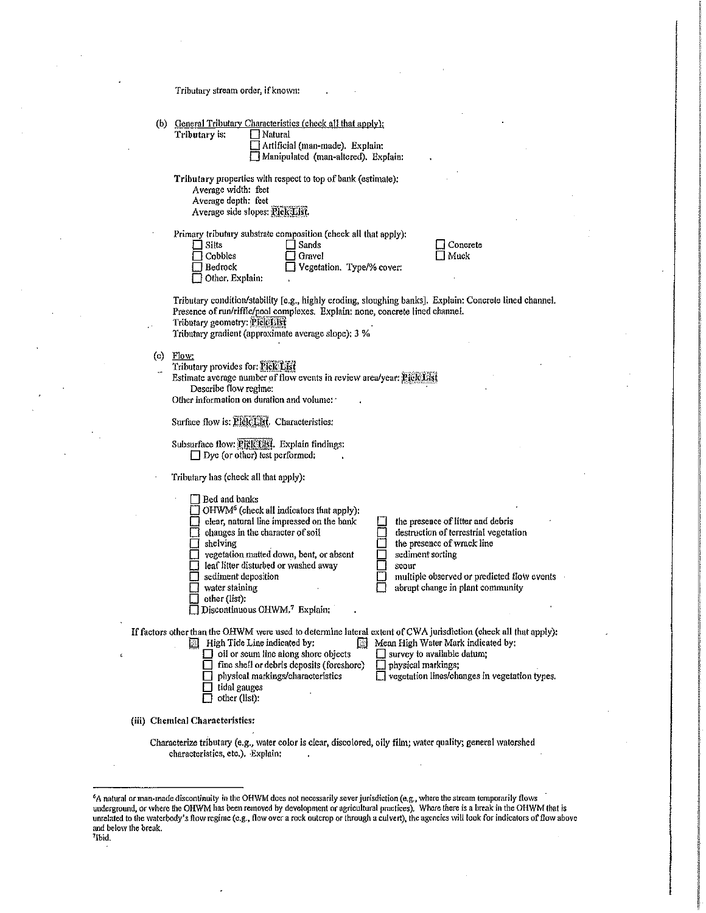Tributary stream order, if known: .

(b) General Tributary Characteristics (check all that apply):

**Tributary** is:
- ☐ Natural
- ☐ Artificial (man-made). Explain:
- ☐ Manipulated (man-altered). Explain:

**Tributary** properties with respect to top of bank (estimate):
- Average width: feet
- Average depth: feet
- Average side slopes: Pick List.

Primary tributary substrate composition (check all that apply):
- ☐ Silts
- ☐ Sands
- ☐ Concrete
- ☐ Cobbles
- ☐ Gravel
- ☐ Muck
- ☐ Bedrock
- ☐ Vegetation. Type/% cover:
- ☐ Other. Explain: .

Tributary condition/stability [e.g., highly eroding, sloughing banks]. Explain: Concrete lined channel.
Presence of run/riffle/pool complexes. Explain: none, concrete lined channel.
Tributary geometry: Pick List
Tributary gradient (approximate average slope): 3 %

(c) Flow:

Tributary provides for: Pick List
Estimate average number of flow events in review area/year: Pick List
Describe flow regime:
Other information on duration and volume: .

Surface flow is: Pick List. Characteristics:

Subsurface flow: Pick List. Explain findings:
- ☐ Dye (or other) test performed: .

Tributary has (check all that apply):

- ☐ Bed and banks
- ☐ OHWM[6] (check all indicators that apply):
  - ☐ clear, natural line impressed on the bank
  - ☐ changes in the character of soil
  - ☐ shelving
  - ☐ vegetation matted down, bent, or absent
  - ☐ leaf litter disturbed or washed away
  - ☐ sediment deposition
  - ☐ water staining
  - ☐ other (list):
  - ☐ the presence of litter and debris
  - ☐ destruction of terrestrial vegetation
  - ☐ the presence of wrack line
  - ☐ sediment sorting
  - ☐ scour
  - ☐ multiple observed or predicted flow events
  - ☐ abrupt change in plant community
- ☐ Discontinuous OHWM.[7] Explain: .

If factors other than the OHWM were used to determine lateral extent of CWA jurisdiction (check all that apply):
- ☐ High Tide Line indicated by:
  - ☐ oil or scum line along shore objects
  - ☐ fine shell or debris deposits (foreshore)
  - ☐ physical markings/characteristics
  - ☐ tidal gauges
  - ☐ other (list):
- ☐ Mean High Water Mark indicated by:
  - ☐ survey to available datum;
  - ☐ physical markings;
  - ☐ vegetation lines/changes in vegetation types.

**(iii) Chemical Characteristics:**

Characterize tributary (e.g., water color is clear, discolored, oily film; water quality; general watershed characteristics, etc.). Explain: .

---

[6] A natural or man-made discontinuity in the OHWM does not necessarily sever jurisdiction (e.g., where the stream temporarily flows underground, or where the OHWM has been removed by development or agricultural practices). Where there is a break in the OHWM that is unrelated to the waterbody's flow regime (e.g., flow over a rock outcrop or through a culvert), the agencies will look for indicators of flow above and below the break.

[7] Ibid.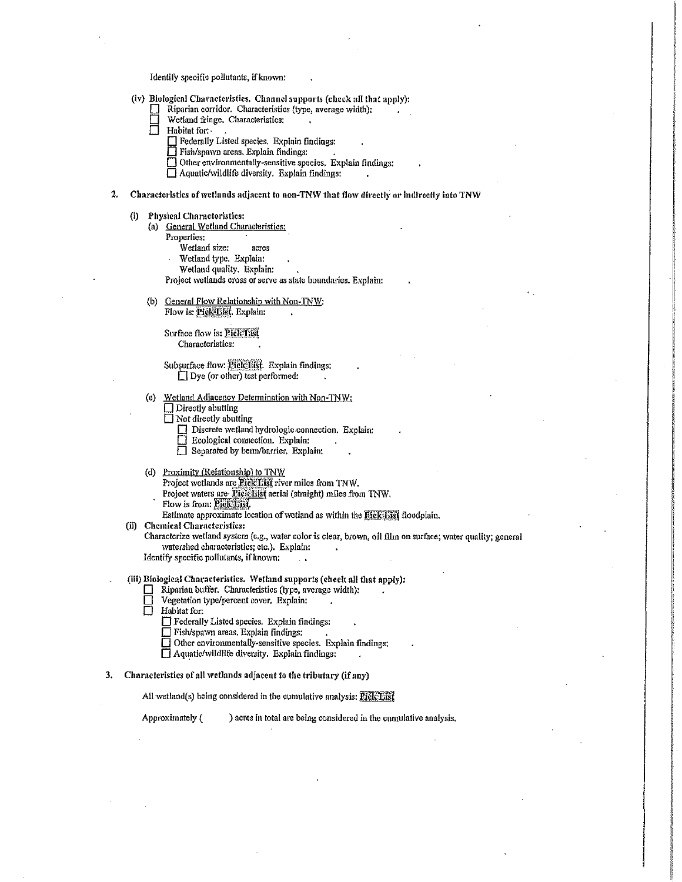Identify specific pollutants, if known: .

(iv) Biological Characteristics. Channel supports (check all that apply):
- ☐ Riparian corridor. Characteristics (type, average width): .
- ☐ Wetland fringe. Characteristics: .
- ☐ Habitat for: .
  - ☐ Federally Listed species. Explain findings: .
  - ☐ Fish/spawn areas. Explain findings: .
  - ☐ Other environmentally-sensitive species. Explain findings: .
  - ☐ Aquatic/wildlife diversity. Explain findings: .

**2. Characteristics of wetlands adjacent to non-TNW that flow directly or indirectly into TNW**

(i) **Physical Characteristics:**

(a) General Wetland Characteristics:

Properties:

Wetland size: acres

Wetland type. Explain: .

Wetland quality. Explain: .

Project wetlands cross or serve as state boundaries. Explain: .

(b) General Flow Relationship with Non-TNW:

Flow is: Pick List. Explain: .

Surface flow is: Pick List

Characteristics: .

Subsurface flow: Pick List. Explain findings: .
- ☐ Dye (or other) test performed: .

(c) Wetland Adjacency Determination with Non-TNW:
- ☐ Directly abutting
- ☐ Not directly abutting
  - ☐ Discrete wetland hydrologic connection. Explain: .
  - ☐ Ecological connection. Explain: .
  - ☐ Separated by berm/barrier. Explain: .

(d) Proximity (Relationship) to TNW

Project wetlands are Pick List river miles from TNW.

Project waters are Pick List aerial (straight) miles from TNW.

Flow is from: Pick List.

Estimate approximate location of wetland as within the Pick List floodplain.

(ii) **Chemical Characteristics:**

Characterize wetland system (e.g., water color is clear, brown, oil film on surface; water quality; general watershed characteristics; etc.). Explain: .

Identify specific pollutants, if known: .

(iii) **Biological Characteristics. Wetland supports (check all that apply):**
- ☐ Riparian buffer. Characteristics (type, average width): .
- ☐ Vegetation type/percent cover. Explain: .
- ☐ Habitat for:
  - ☐ Federally Listed species. Explain findings: .
  - ☐ Fish/spawn areas. Explain findings: .
  - ☐ Other environmentally-sensitive species. Explain findings: .
  - ☐ Aquatic/wildlife diversity. Explain findings: .

**3. Characteristics of all wetlands adjacent to the tributary (if any)**

All wetland(s) being considered in the cumulative analysis: Pick List

Approximately ( ) acres in total are being considered in the cumulative analysis.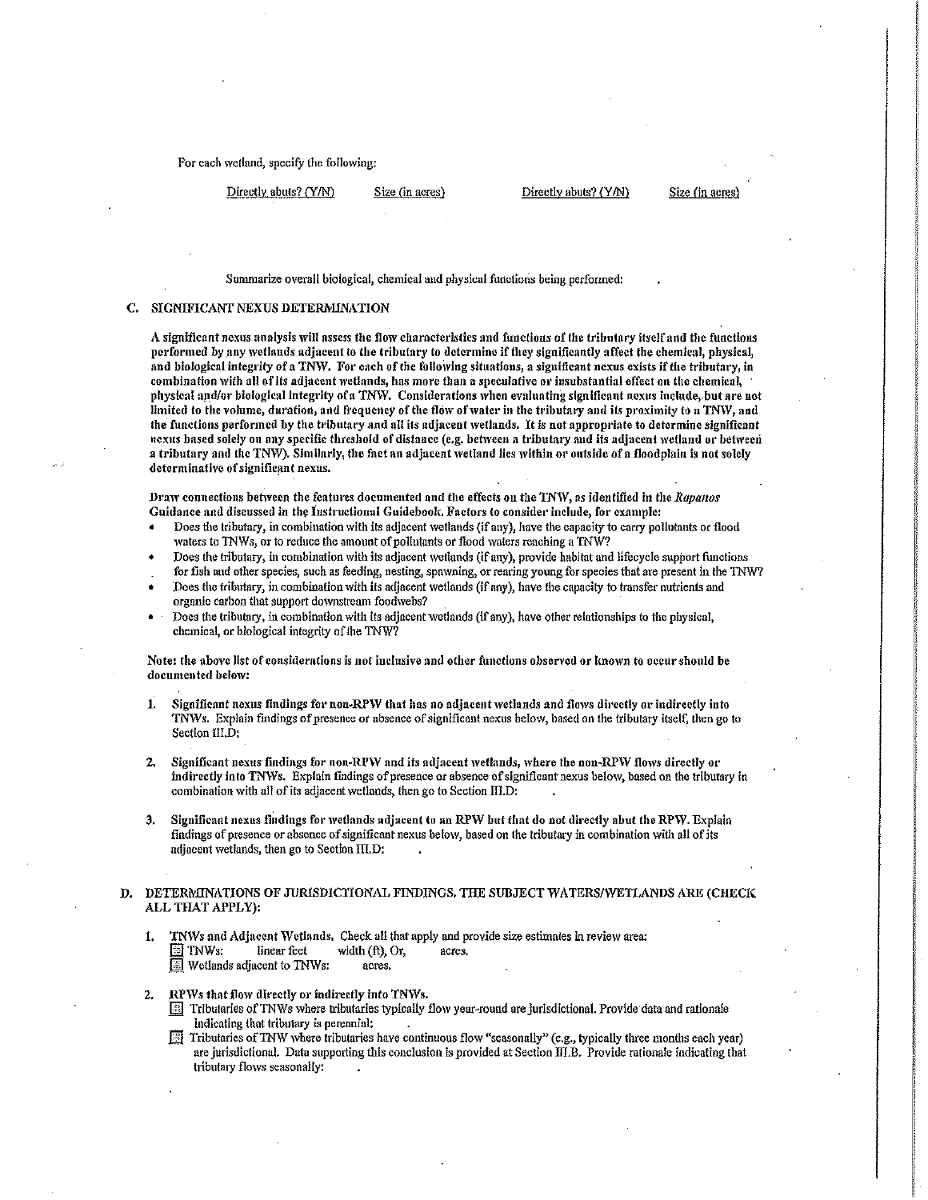For each wetland, specify the following:

| Directly abuts? (Y/N) | Size (in acres) | Directly abuts? (Y/N) | Size (in acres) |
|---|---|---|---|

Summarize overall biological, chemical and physical functions being performed:

## C. SIGNIFICANT NEXUS DETERMINATION

**A significant nexus analysis will assess the flow characteristics and functions of the tributary itself and the functions performed by any wetlands adjacent to the tributary to determine if they significantly affect the chemical, physical, and biological integrity of a TNW. For each of the following situations, a significant nexus exists if the tributary, in combination with all of its adjacent wetlands, has more than a speculative or insubstantial effect on the chemical, physical and/or biological integrity of a TNW. Considerations when evaluating significant nexus include, but are not limited to the volume, duration, and frequency of the flow of water in the tributary and its proximity to a TNW, and the functions performed by the tributary and all its adjacent wetlands. It is not appropriate to determine significant nexus based solely on any specific threshold of distance (e.g. between a tributary and its adjacent wetland or between a tributary and the TNW). Similarly, the fact an adjacent wetland lies within or outside of a floodplain is not solely determinative of significant nexus.**

**Draw connections between the features documented and the effects on the TNW, as identified in the *Rapanos* Guidance and discussed in the Instructional Guidebook. Factors to consider include, for example:**

- Does the tributary, in combination with its adjacent wetlands (if any), have the capacity to carry pollutants or flood waters to TNWs, or to reduce the amount of pollutants or flood waters reaching a TNW?
- Does the tributary, in combination with its adjacent wetlands (if any), provide habitat and lifecycle support functions for fish and other species, such as feeding, nesting, spawning, or rearing young for species that are present in the TNW?
- Does the tributary, in combination with its adjacent wetlands (if any), have the capacity to transfer nutrients and organic carbon that support downstream foodwebs?
- Does the tributary, in combination with its adjacent wetlands (if any), have other relationships to the physical, chemical, or biological integrity of the TNW?

**Note: the above list of considerations is not inclusive and other functions observed or known to occur should be documented below:**

1. **Significant nexus findings for non-RPW that has no adjacent wetlands and flows directly or indirectly into TNWs.** Explain findings of presence or absence of significant nexus below, based on the tributary itself, then go to Section III.D:

2. **Significant nexus findings for non-RPW and its adjacent wetlands, where the non-RPW flows directly or indirectly into TNWs.** Explain findings of presence or absence of significant nexus below, based on the tributary in combination with all of its adjacent wetlands, then go to Section III.D:

3. **Significant nexus findings for wetlands adjacent to an RPW but that do not directly abut the RPW.** Explain findings of presence or absence of significant nexus below, based on the tributary in combination with all of its adjacent wetlands, then go to Section III.D:

## D. DETERMINATIONS OF JURISDICTIONAL FINDINGS. THE SUBJECT WATERS/WETLANDS ARE (CHECK ALL THAT APPLY):

1. **TNWs and Adjacent Wetlands.** Check all that apply and provide size estimates in review area:
   - ☐ TNWs: linear feet width (ft), Or, acres.
   - ☐ Wetlands adjacent to TNWs: acres.

2. **RPWs that flow directly or indirectly into TNWs.**
   - ☐ Tributaries of TNWs where tributaries typically flow year-round are jurisdictional. Provide data and rationale indicating that tributary is perennial:
   - ☐ Tributaries of TNW where tributaries have continuous flow "seasonally" (e.g., typically three months each year) are jurisdictional. Data supporting this conclusion is provided at Section III.B. Provide rationale indicating that tributary flows seasonally: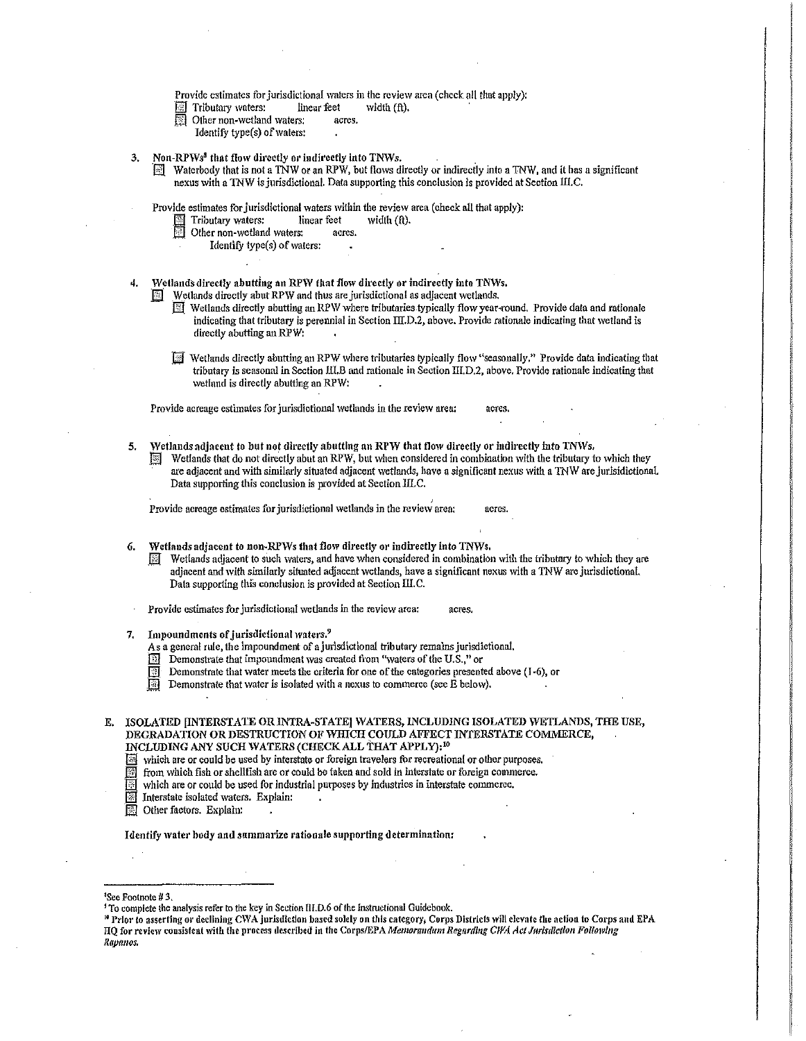Provide estimates for jurisdictional waters in the review area (check all that apply):

☐ Tributary waters: linear feet width (ft).

☐ Other non-wetland waters: acres.

Identify type(s) of waters: .

3. **Non-RPWs[8] that flow directly or indirectly into TNWs.**

☐ Waterbody that is not a TNW or an RPW, but flows directly or indirectly into a TNW, and it has a significant nexus with a TNW is jurisdictional. Data supporting this conclusion is provided at Section III.C.

Provide estimates for jurisdictional waters within the review area (check all that apply):

☐ Tributary waters: linear feet width (ft).

☐ Other non-wetland waters: acres.

Identify type(s) of waters: .

4. **Wetlands directly abutting an RPW that flow directly or indirectly into TNWs.**

☐ Wetlands directly abut RPW and thus are jurisdictional as adjacent wetlands.

☐ Wetlands directly abutting an RPW where tributaries typically flow year-round. Provide data and rationale indicating that tributary is perennial in Section III.D.2, above. Provide rationale indicating that wetland is directly abutting an RPW: .

☐ Wetlands directly abutting an RPW where tributaries typically flow "seasonally." Provide data indicating that tributary is seasonal in Section III.B and rationale in Section III.D.2, above. Provide rationale indicating that wetland is directly abutting an RPW: .

Provide acreage estimates for jurisdictional wetlands in the review area: acres.

5. **Wetlands adjacent to but not directly abutting an RPW that flow directly or indirectly into TNWs.**

☐ Wetlands that do not directly abut an RPW, but when considered in combination with the tributary to which they are adjacent and with similarly situated adjacent wetlands, have a significant nexus with a TNW are jurisdictional. Data supporting this conclusion is provided at Section III.C.

Provide acreage estimates for jurisdictional wetlands in the review area: acres.

6. **Wetlands adjacent to non-RPWs that flow directly or indirectly into TNWs.**

☐ Wetlands adjacent to such waters, and have when considered in combination with the tributary to which they are adjacent and with similarly situated adjacent wetlands, have a significant nexus with a TNW are jurisdictional. Data supporting this conclusion is provided at Section III.C.

Provide estimates for jurisdictional wetlands in the review area: acres.

7. **Impoundments of jurisdictional waters.[9]**

As a general rule, the impoundment of a jurisdictional tributary remains jurisdictional.

☐ Demonstrate that impoundment was created from "waters of the U.S.," or

☐ Demonstrate that water meets the criteria for one of the categories presented above (1-6), or

☐ Demonstrate that water is isolated with a nexus to commerce (see E below).

**E. ISOLATED [INTERSTATE OR INTRA-STATE] WATERS, INCLUDING ISOLATED WETLANDS, THE USE, DEGRADATION OR DESTRUCTION OF WHICH COULD AFFECT INTERSTATE COMMERCE, INCLUDING ANY SUCH WATERS (CHECK ALL THAT APPLY):[10]**

☐ which are or could be used by interstate or foreign travelers for recreational or other purposes.

☐ from which fish or shellfish are or could be taken and sold in interstate or foreign commerce.

☐ which are or could be used for industrial purposes by industries in interstate commerce.

☐ Interstate isolated waters. Explain: .

☐ Other factors. Explain: .

**Identify water body and summarize rationale supporting determination:** .

---

[8] See Footnote # 3.

[9] To complete the analysis refer to the key in Section III.D.6 of the Instructional Guidebook.

[10] Prior to asserting or declining CWA jurisdiction based solely on this category, Corps Districts will elevate the action to Corps and EPA HQ for review consistent with the process described in the Corps/EPA *Memorandum Regarding CWA Act Jurisdiction Following Rapanos.*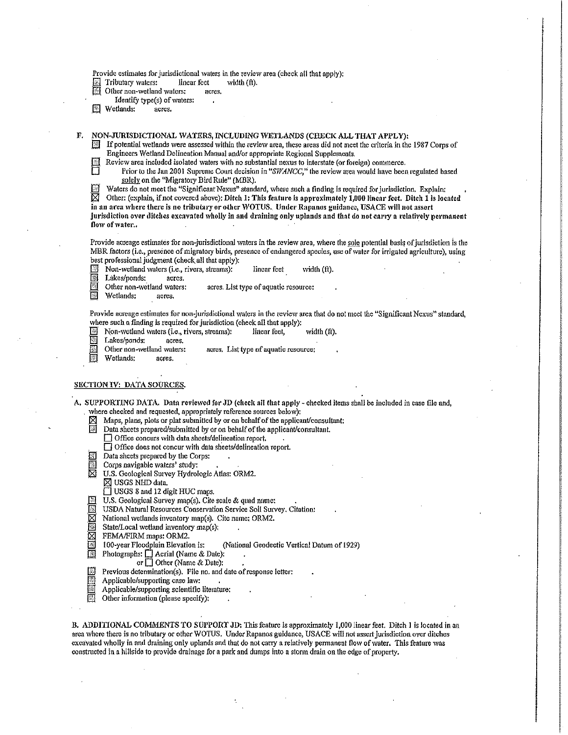Provide estimates for jurisdictional waters in the review area (check all that apply):

- ☐ Tributary waters: linear feet width (ft).
- ☐ Other non-wetland waters: acres.
  - Identify type(s) of waters: .
- ☐ Wetlands: acres.

**F. NON-JURISDICTIONAL WATERS, INCLUDING WETLANDS (CHECK ALL THAT APPLY):**

- ☐ If potential wetlands were assessed within the review area, these areas did not meet the criteria in the 1987 Corps of Engineers Wetland Delineation Manual and/or appropriate Regional Supplements.
- ☐ Review area included isolated waters with no substantial nexus to interstate (or foreign) commerce.
  - ☐ Prior to the Jan 2001 Supreme Court decision in "*SWANCC*," the review area would have been regulated based solely on the "Migratory Bird Rule" (MBR).
- ☐ Waters do not meet the "Significant Nexus" standard, where such a finding is required for jurisdiction. Explain: .
- ☒ Other: (explain, if not covered above): **Ditch 1: This feature is approximately 1,000 linear feet. Ditch 1 is located in an area where there is no tributary or other WOTUS. Under Rapanos guidance, USACE will not assert jurisdiction over ditches excavated wholly in and draining only uplands and that do not carry a relatively permanent flow of water..**

Provide acreage estimates for non-jurisdictional waters in the review area, where the sole potential basis of jurisdiction is the MBR factors (i.e., presence of migratory birds, presence of endangered species, use of water for irrigated agriculture), using best professional judgment (check all that apply):

- ☐ Non-wetland waters (i.e., rivers, streams): linear feet width (ft).
- ☐ Lakes/ponds: acres.
- ☐ Other non-wetland waters: acres. List type of aquatic resource: .
- ☐ Wetlands: acres.

Provide acreage estimates for non-jurisdictional waters in the review area that do not meet the "Significant Nexus" standard, where such a finding is required for jurisdiction (check all that apply):

- ☐ Non-wetland waters (i.e., rivers, streams): linear feet, width (ft).
- ☐ Lakes/ponds: acres.
- ☐ Other non-wetland waters: acres. List type of aquatic resource: .
- ☐ Wetlands: acres.

## SECTION IV: DATA SOURCES.

**A. SUPPORTING DATA. Data reviewed for JD (check all that apply - checked items shall be included in case file and, where checked and requested, appropriately reference sources below):**

- ☒ Maps, plans, plots or plat submitted by or on behalf of the applicant/consultant:
- ☐ Data sheets prepared/submitted by or on behalf of the applicant/consultant.
  - ☐ Office concurs with data sheets/delineation report.
  - ☐ Office does not concur with data sheets/delineation report.
- ☐ Data sheets prepared by the Corps: .
- ☐ Corps navigable waters' study: .
- ☒ U.S. Geological Survey Hydrologic Atlas: ORM2.
  - ☒ USGS NHD data.
  - ☐ USGS 8 and 12 digit HUC maps.
- ☐ U.S. Geological Survey map(s). Cite scale & quad name: .
- ☐ USDA Natural Resources Conservation Service Soil Survey. Citation: .
- ☒ National wetlands inventory map(s). Cite name: ORM2.
- ☐ State/Local wetland inventory map(s): .
- ☒ FEMA/FIRM maps: ORM2.
- ☐ 100-year Floodplain Elevation is: (National Geodectic Vertical Datum of 1929)
- ☐ Photographs: ☐ Aerial (Name & Date): .
  - or ☐ Other (Name & Date): .
- ☐ Previous determination(s). File no. and date of response letter: .
- ☐ Applicable/supporting case law: .
- ☐ Applicable/supporting scientific literature: .
- ☐ Other information (please specify): .

**B. ADDITIONAL COMMENTS TO SUPPORT JD:** This feature is approximately 1,000 linear feet. Ditch 1 is located in an area where there is no tributary or other WOTUS. Under Rapanos guidance, USACE will not assert jurisdiction over ditches excavated wholly in and draining only uplands and that do not carry a relatively permanent flow of water. This feature was constructed in a hillside to provide drainage for a park and dumps into a storm drain on the edge of property.